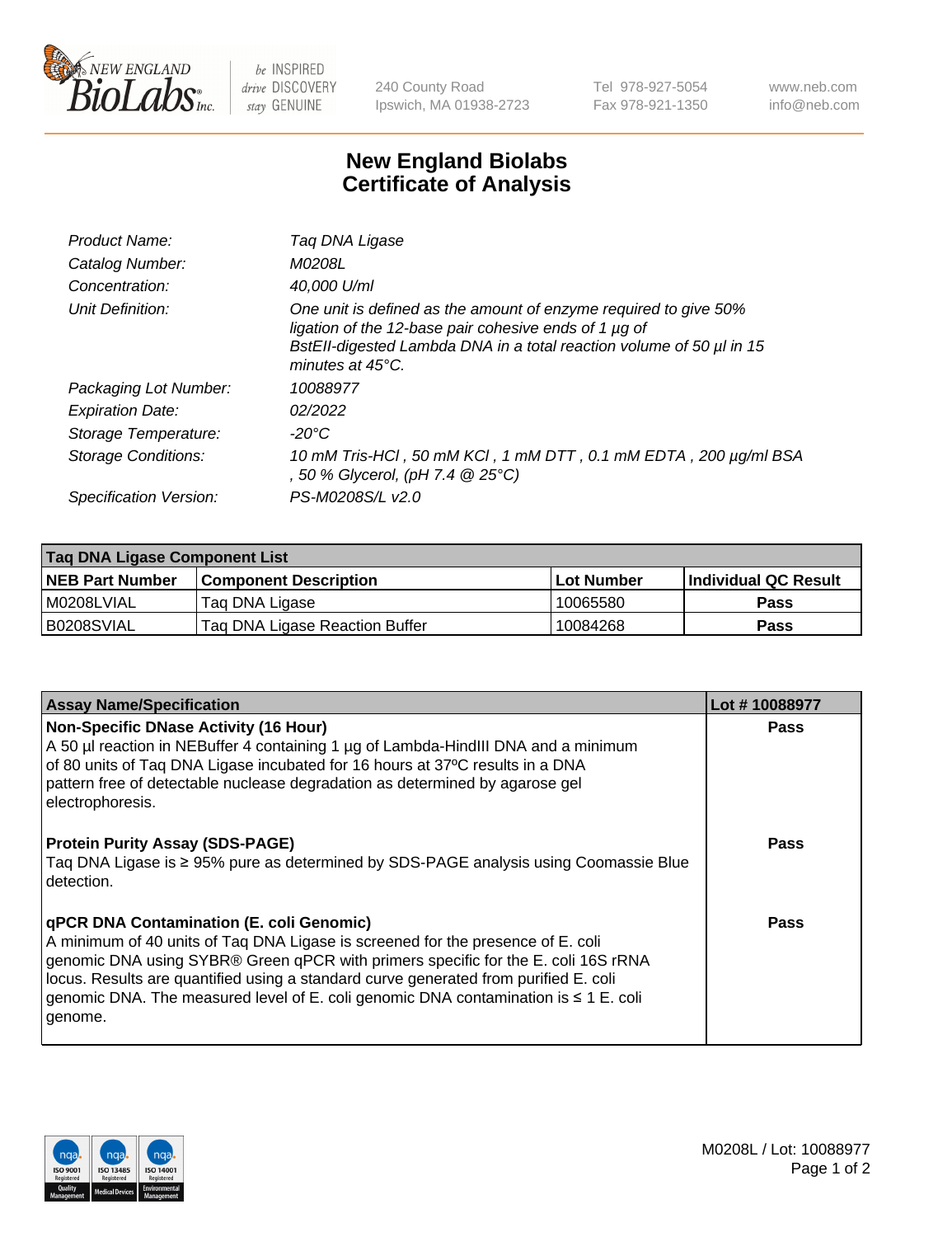# New England Biolabs Certificate of Analysis

| | |
|---|---|
| *Product Name:* | *Taq DNA Ligase* |
| *Catalog Number:* | *M0208L* |
| *Concentration:* | *40,000 U/ml* |
| *Unit Definition:* | *One unit is defined as the amount of enzyme required to give 50% ligation of the 12-base pair cohesive ends of 1 µg of BstEII-digested Lambda DNA in a total reaction volume of 50 µl in 15 minutes at 45°C.* |
| *Packaging Lot Number:* | *10088977* |
| *Expiration Date:* | *02/2022* |
| *Storage Temperature:* | *-20°C* |
| *Storage Conditions:* | *10 mM Tris-HCl , 50 mM KCl , 1 mM DTT , 0.1 mM EDTA , 200 µg/ml BSA , 50 % Glycerol, (pH 7.4 @ 25°C)* |
| *Specification Version:* | *PS-M0208S/L v2.0* |

**Taq DNA Ligase Component List**

| NEB Part Number | Component Description | Lot Number | Individual QC Result |
|---|---|---|---|
| M0208LVIAL | Taq DNA Ligase | 10065580 | **Pass** |
| B0208SVIAL | Taq DNA Ligase Reaction Buffer | 10084268 | **Pass** |

| Assay Name/Specification | Lot # 10088977 |
|---|---|
| **Non-Specific DNase Activity (16 Hour)**<br>A 50 µl reaction in NEBuffer 4 containing 1 µg of Lambda-HindIII DNA and a minimum of 80 units of Taq DNA Ligase incubated for 16 hours at 37ºC results in a DNA pattern free of detectable nuclease degradation as determined by agarose gel electrophoresis. | **Pass** |
| **Protein Purity Assay (SDS-PAGE)**<br>Taq DNA Ligase is ≥ 95% pure as determined by SDS-PAGE analysis using Coomassie Blue detection. | **Pass** |
| **qPCR DNA Contamination (E. coli Genomic)**<br>A minimum of 40 units of Taq DNA Ligase is screened for the presence of E. coli genomic DNA using SYBR® Green qPCR with primers specific for the E. coli 16S rRNA locus. Results are quantified using a standard curve generated from purified E. coli genomic DNA. The measured level of E. coli genomic DNA contamination is ≤ 1 E. coli genome. | **Pass** |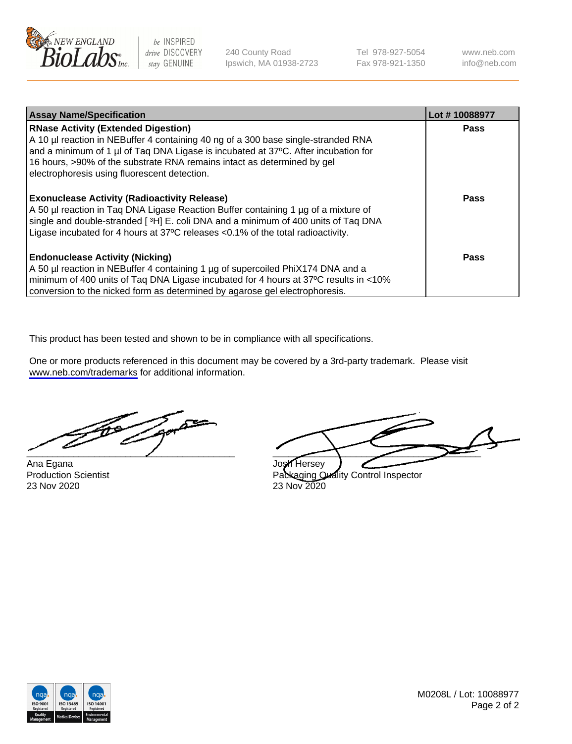NEW ENGLAND BioLabs Inc. — be INSPIRED drive DISCOVERY stay GENUINE

240 County Road
Ipswich, MA 01938-2723

Tel 978-927-5054
Fax 978-921-1350

www.neb.com
info@neb.com

| Assay Name/Specification | Lot # 10088977 |
| --- | --- |
| **RNase Activity (Extended Digestion)**<br>A 10 µl reaction in NEBuffer 4 containing 40 ng of a 300 base single-stranded RNA and a minimum of 1 µl of Taq DNA Ligase is incubated at 37ºC. After incubation for 16 hours, >90% of the substrate RNA remains intact as determined by gel electrophoresis using fluorescent detection. | **Pass** |
| **Exonuclease Activity (Radioactivity Release)**<br>A 50 µl reaction in Taq DNA Ligase Reaction Buffer containing 1 µg of a mixture of single and double-stranded [ $^{3}$H] E. coli DNA and a minimum of 400 units of Taq DNA Ligase incubated for 4 hours at 37ºC releases <0.1% of the total radioactivity. | **Pass** |
| **Endonuclease Activity (Nicking)**<br>A 50 µl reaction in NEBuffer 4 containing 1 µg of supercoiled PhiX174 DNA and a minimum of 400 units of Taq DNA Ligase incubated for 4 hours at 37ºC results in <10% conversion to the nicked form as determined by agarose gel electrophoresis. | **Pass** |

This product has been tested and shown to be in compliance with all specifications.

One or more products referenced in this document may be covered by a 3rd-party trademark. Please visit www.neb.com/trademarks for additional information.

Ana Egana
Production Scientist
23 Nov 2020

Josh Hersey
Packaging Quality Control Inspector
23 Nov 2020

ISO 9001 Registered Quality Management | ISO 13485 Registered Medical Devices | ISO 14001 Registered Environmental Management

M0208L / Lot: 10088977